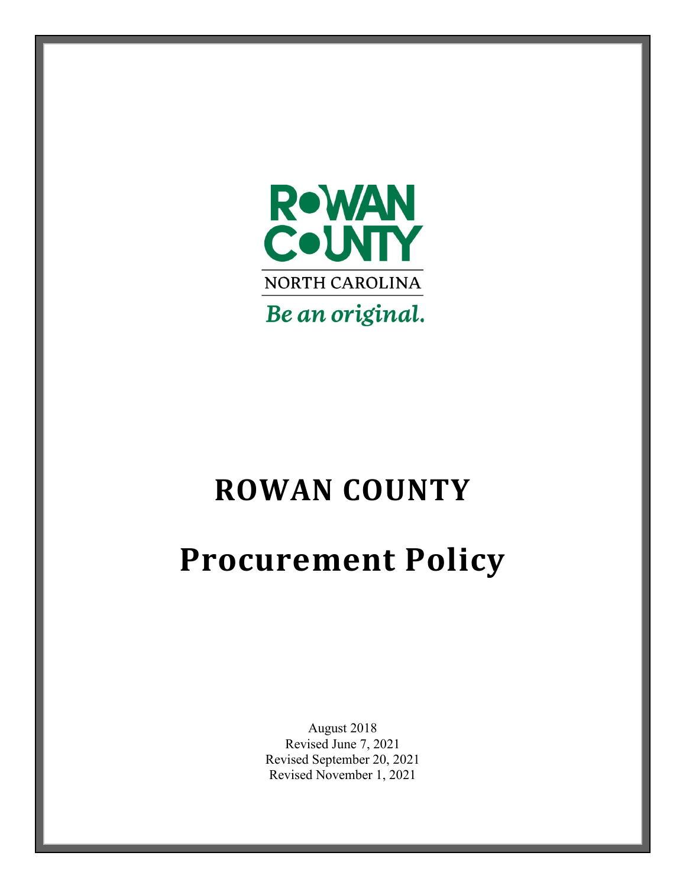ROWAN COUNTY

NORTH CAROLINA

*Be an original.*

# ROWAN COUNTY

# Procurement Policy

August 2018
Revised June 7, 2021
Revised September 20, 2021
Revised November 1, 2021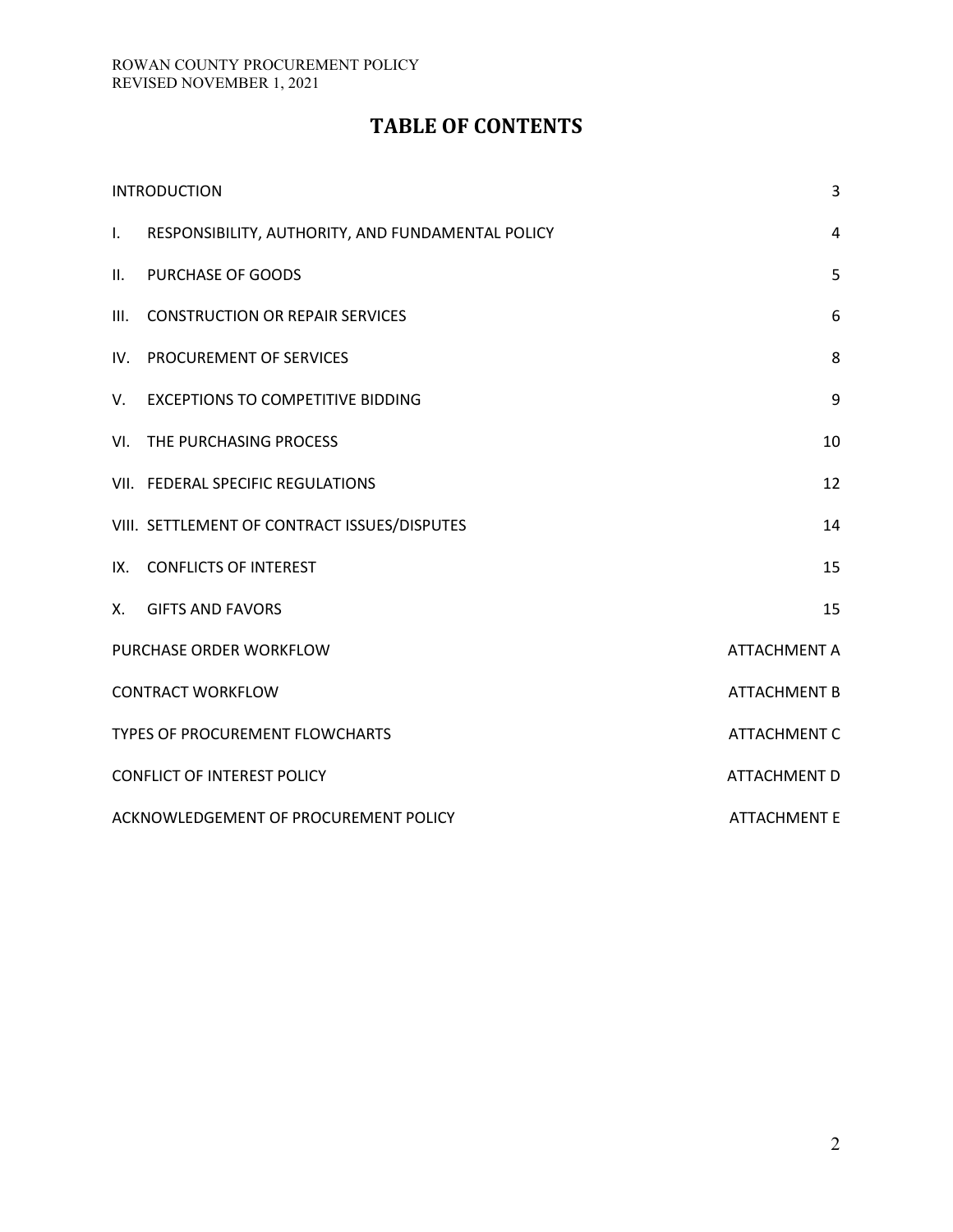# TABLE OF CONTENTS

| | |
|---|---|
| INTRODUCTION | 3 |
| I. RESPONSIBILITY, AUTHORITY, AND FUNDAMENTAL POLICY | 4 |
| II. PURCHASE OF GOODS | 5 |
| III. CONSTRUCTION OR REPAIR SERVICES | 6 |
| IV. PROCUREMENT OF SERVICES | 8 |
| V. EXCEPTIONS TO COMPETITIVE BIDDING | 9 |
| VI. THE PURCHASING PROCESS | 10 |
| VII. FEDERAL SPECIFIC REGULATIONS | 12 |
| VIII. SETTLEMENT OF CONTRACT ISSUES/DISPUTES | 14 |
| IX. CONFLICTS OF INTEREST | 15 |
| X. GIFTS AND FAVORS | 15 |
| PURCHASE ORDER WORKFLOW | ATTACHMENT A |
| CONTRACT WORKFLOW | ATTACHMENT B |
| TYPES OF PROCUREMENT FLOWCHARTS | ATTACHMENT C |
| CONFLICT OF INTEREST POLICY | ATTACHMENT D |
| ACKNOWLEDGEMENT OF PROCUREMENT POLICY | ATTACHMENT E |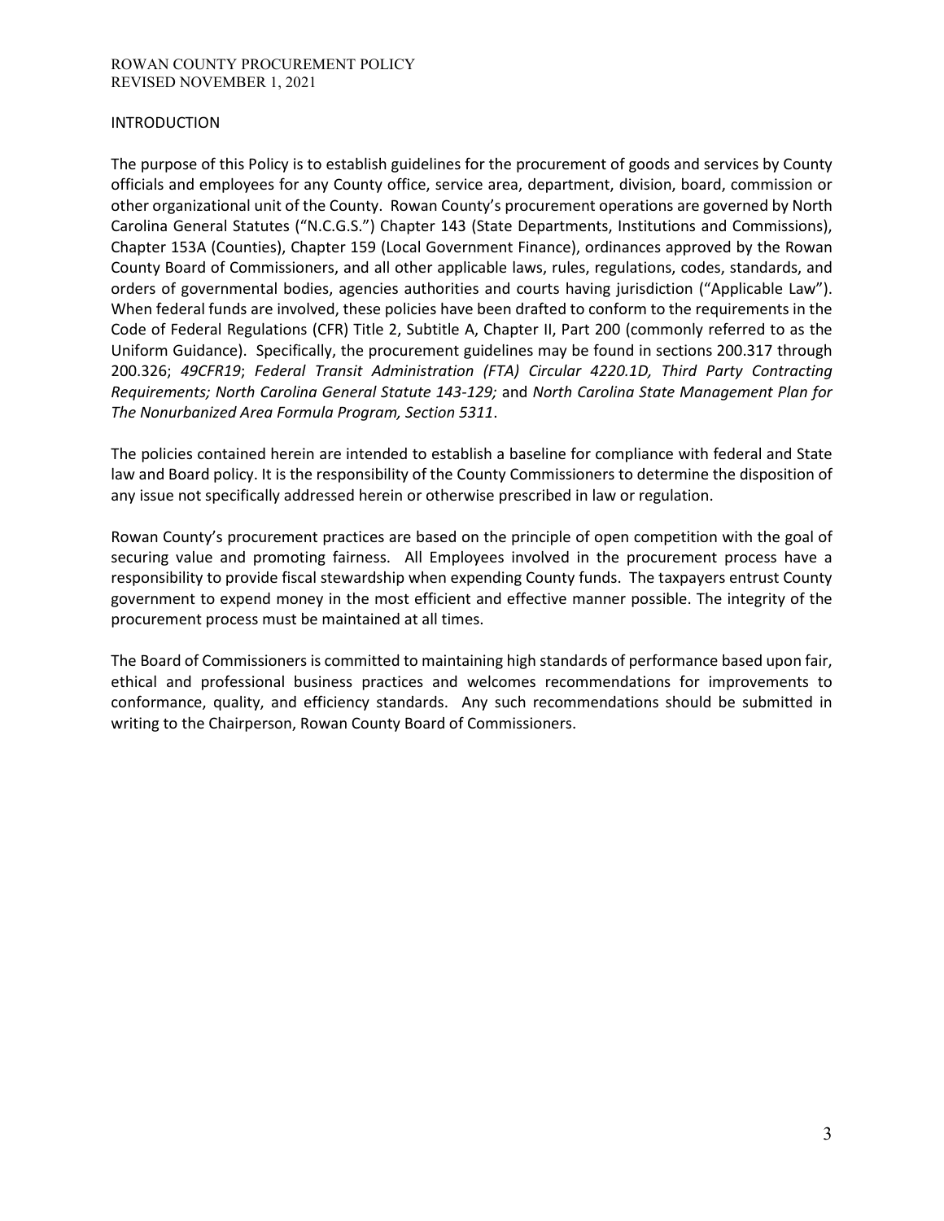## INTRODUCTION

The purpose of this Policy is to establish guidelines for the procurement of goods and services by County officials and employees for any County office, service area, department, division, board, commission or other organizational unit of the County. Rowan County's procurement operations are governed by North Carolina General Statutes ("N.C.G.S.") Chapter 143 (State Departments, Institutions and Commissions), Chapter 153A (Counties), Chapter 159 (Local Government Finance), ordinances approved by the Rowan County Board of Commissioners, and all other applicable laws, rules, regulations, codes, standards, and orders of governmental bodies, agencies authorities and courts having jurisdiction ("Applicable Law"). When federal funds are involved, these policies have been drafted to conform to the requirements in the Code of Federal Regulations (CFR) Title 2, Subtitle A, Chapter II, Part 200 (commonly referred to as the Uniform Guidance). Specifically, the procurement guidelines may be found in sections 200.317 through 200.326; *49CFR19*; *Federal Transit Administration (FTA) Circular 4220.1D, Third Party Contracting Requirements; North Carolina General Statute 143-129;* and *North Carolina State Management Plan for The Nonurbanized Area Formula Program, Section 5311*.

The policies contained herein are intended to establish a baseline for compliance with federal and State law and Board policy. It is the responsibility of the County Commissioners to determine the disposition of any issue not specifically addressed herein or otherwise prescribed in law or regulation.

Rowan County's procurement practices are based on the principle of open competition with the goal of securing value and promoting fairness. All Employees involved in the procurement process have a responsibility to provide fiscal stewardship when expending County funds. The taxpayers entrust County government to expend money in the most efficient and effective manner possible. The integrity of the procurement process must be maintained at all times.

The Board of Commissioners is committed to maintaining high standards of performance based upon fair, ethical and professional business practices and welcomes recommendations for improvements to conformance, quality, and efficiency standards. Any such recommendations should be submitted in writing to the Chairperson, Rowan County Board of Commissioners.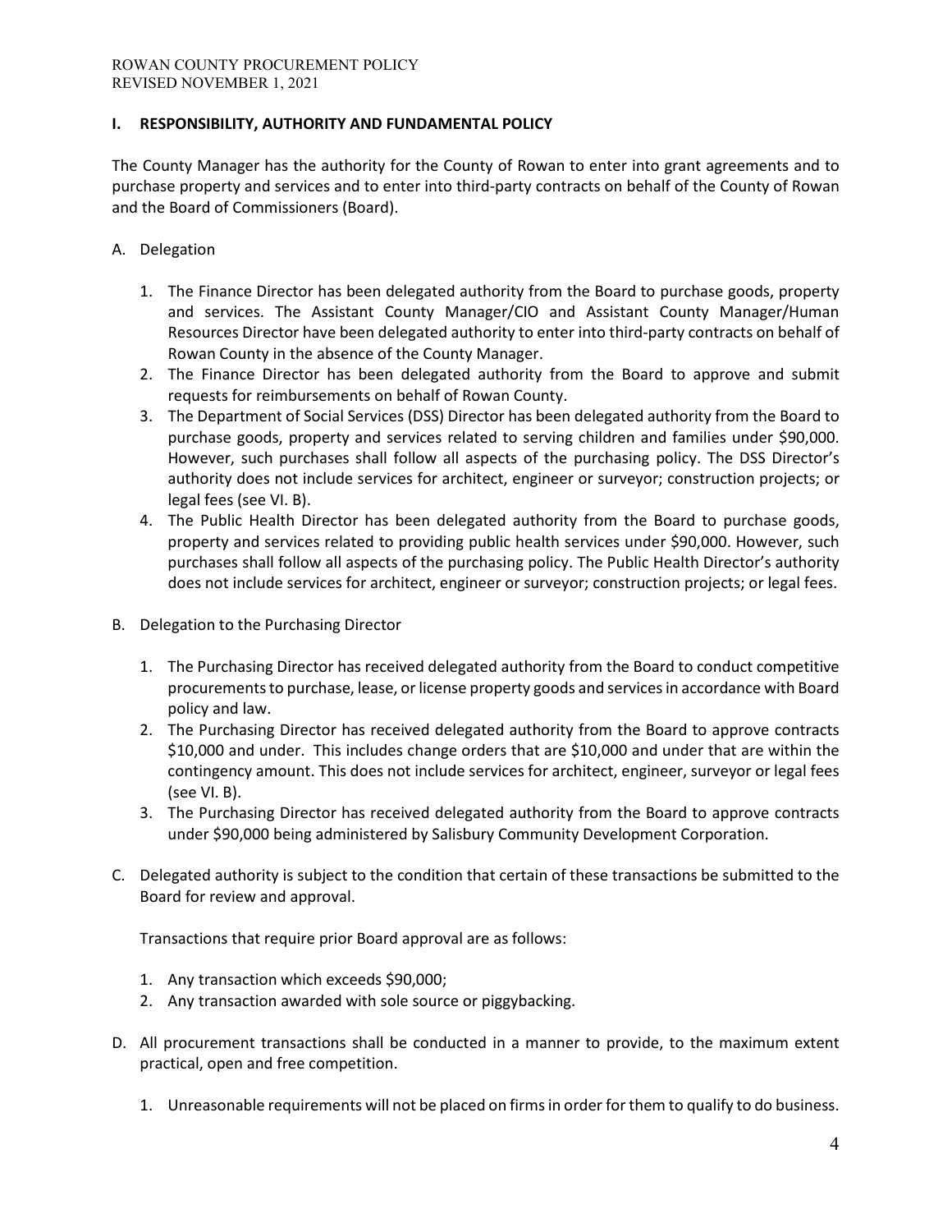## I. RESPONSIBILITY, AUTHORITY AND FUNDAMENTAL POLICY

The County Manager has the authority for the County of Rowan to enter into grant agreements and to purchase property and services and to enter into third-party contracts on behalf of the County of Rowan and the Board of Commissioners (Board).

A. Delegation

1. The Finance Director has been delegated authority from the Board to purchase goods, property and services. The Assistant County Manager/CIO and Assistant County Manager/Human Resources Director have been delegated authority to enter into third-party contracts on behalf of Rowan County in the absence of the County Manager.
2. The Finance Director has been delegated authority from the Board to approve and submit requests for reimbursements on behalf of Rowan County.
3. The Department of Social Services (DSS) Director has been delegated authority from the Board to purchase goods, property and services related to serving children and families under $90,000. However, such purchases shall follow all aspects of the purchasing policy. The DSS Director's authority does not include services for architect, engineer or surveyor; construction projects; or legal fees (see VI. B).
4. The Public Health Director has been delegated authority from the Board to purchase goods, property and services related to providing public health services under $90,000. However, such purchases shall follow all aspects of the purchasing policy. The Public Health Director's authority does not include services for architect, engineer or surveyor; construction projects; or legal fees.

B. Delegation to the Purchasing Director

1. The Purchasing Director has received delegated authority from the Board to conduct competitive procurements to purchase, lease, or license property goods and services in accordance with Board policy and law.
2. The Purchasing Director has received delegated authority from the Board to approve contracts $10,000 and under. This includes change orders that are $10,000 and under that are within the contingency amount. This does not include services for architect, engineer, surveyor or legal fees (see VI. B).
3. The Purchasing Director has received delegated authority from the Board to approve contracts under $90,000 being administered by Salisbury Community Development Corporation.

C. Delegated authority is subject to the condition that certain of these transactions be submitted to the Board for review and approval.

Transactions that require prior Board approval are as follows:

1. Any transaction which exceeds $90,000;
2. Any transaction awarded with sole source or piggybacking.

D. All procurement transactions shall be conducted in a manner to provide, to the maximum extent practical, open and free competition.

1. Unreasonable requirements will not be placed on firms in order for them to qualify to do business.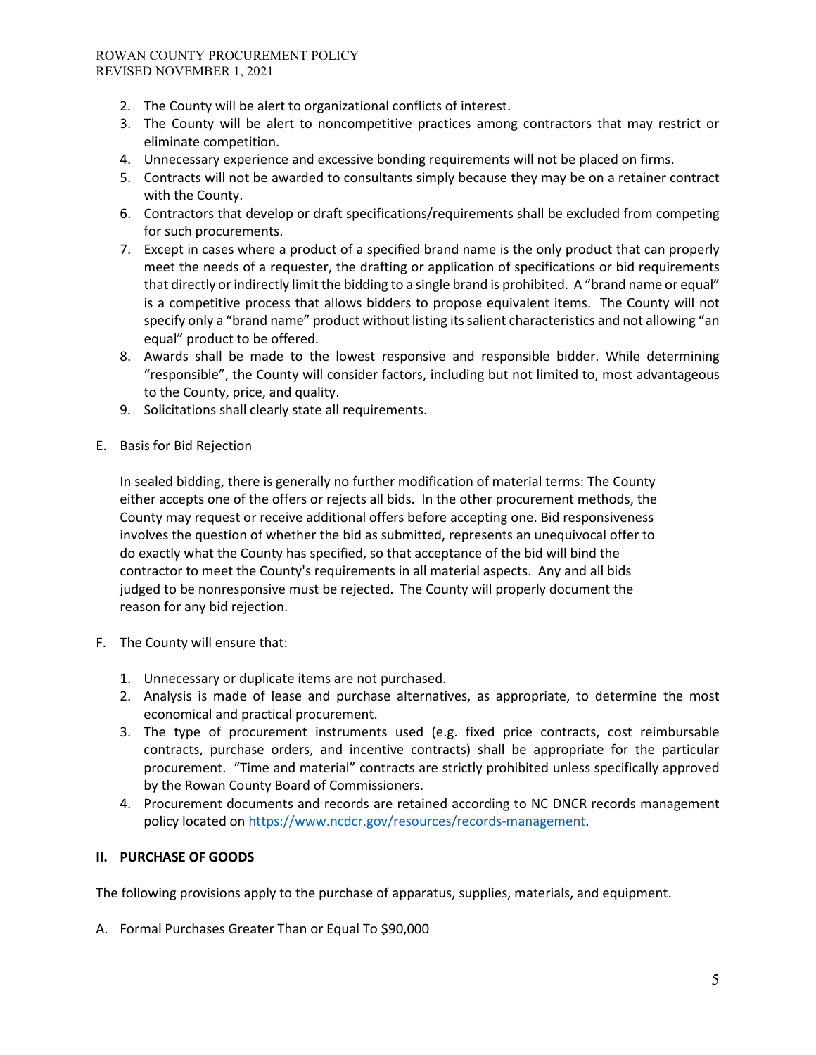2. The County will be alert to organizational conflicts of interest.
3. The County will be alert to noncompetitive practices among contractors that may restrict or eliminate competition.
4. Unnecessary experience and excessive bonding requirements will not be placed on firms.
5. Contracts will not be awarded to consultants simply because they may be on a retainer contract with the County.
6. Contractors that develop or draft specifications/requirements shall be excluded from competing for such procurements.
7. Except in cases where a product of a specified brand name is the only product that can properly meet the needs of a requester, the drafting or application of specifications or bid requirements that directly or indirectly limit the bidding to a single brand is prohibited. A "brand name or equal" is a competitive process that allows bidders to propose equivalent items. The County will not specify only a "brand name" product without listing its salient characteristics and not allowing "an equal" product to be offered.
8. Awards shall be made to the lowest responsive and responsible bidder. While determining "responsible", the County will consider factors, including but not limited to, most advantageous to the County, price, and quality.
9. Solicitations shall clearly state all requirements.

E. Basis for Bid Rejection

In sealed bidding, there is generally no further modification of material terms: The County either accepts one of the offers or rejects all bids. In the other procurement methods, the County may request or receive additional offers before accepting one. Bid responsiveness involves the question of whether the bid as submitted, represents an unequivocal offer to do exactly what the County has specified, so that acceptance of the bid will bind the contractor to meet the County's requirements in all material aspects. Any and all bids judged to be nonresponsive must be rejected. The County will properly document the reason for any bid rejection.

F. The County will ensure that:

1. Unnecessary or duplicate items are not purchased.
2. Analysis is made of lease and purchase alternatives, as appropriate, to determine the most economical and practical procurement.
3. The type of procurement instruments used (e.g. fixed price contracts, cost reimbursable contracts, purchase orders, and incentive contracts) shall be appropriate for the particular procurement. "Time and material" contracts are strictly prohibited unless specifically approved by the Rowan County Board of Commissioners.
4. Procurement documents and records are retained according to NC DNCR records management policy located on https://www.ncdcr.gov/resources/records-management.

## II. PURCHASE OF GOODS

The following provisions apply to the purchase of apparatus, supplies, materials, and equipment.

A. Formal Purchases Greater Than or Equal To $90,000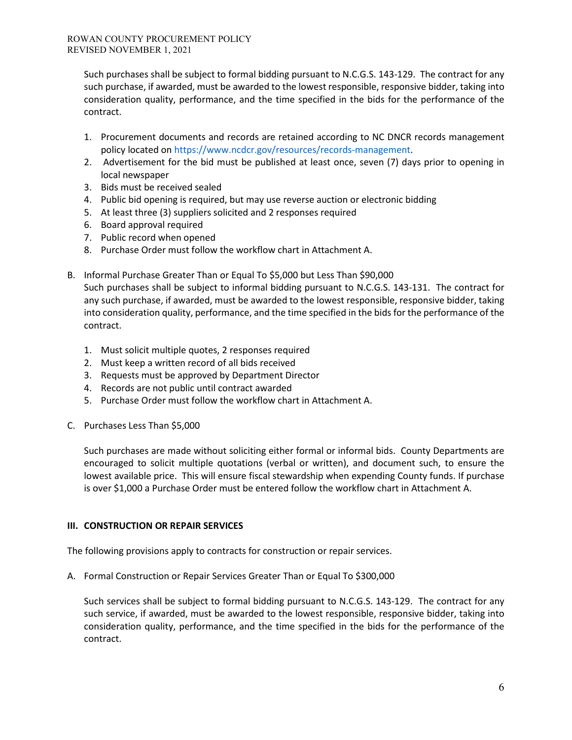Such purchases shall be subject to formal bidding pursuant to N.C.G.S. 143-129. The contract for any such purchase, if awarded, must be awarded to the lowest responsible, responsive bidder, taking into consideration quality, performance, and the time specified in the bids for the performance of the contract.

1. Procurement documents and records are retained according to NC DNCR records management policy located on https://www.ncdcr.gov/resources/records-management.
2. Advertisement for the bid must be published at least once, seven (7) days prior to opening in local newspaper
3. Bids must be received sealed
4. Public bid opening is required, but may use reverse auction or electronic bidding
5. At least three (3) suppliers solicited and 2 responses required
6. Board approval required
7. Public record when opened
8. Purchase Order must follow the workflow chart in Attachment A.

B. Informal Purchase Greater Than or Equal To $5,000 but Less Than $90,000
Such purchases shall be subject to informal bidding pursuant to N.C.G.S. 143-131. The contract for any such purchase, if awarded, must be awarded to the lowest responsible, responsive bidder, taking into consideration quality, performance, and the time specified in the bids for the performance of the contract.

1. Must solicit multiple quotes, 2 responses required
2. Must keep a written record of all bids received
3. Requests must be approved by Department Director
4. Records are not public until contract awarded
5. Purchase Order must follow the workflow chart in Attachment A.

C. Purchases Less Than $5,000

Such purchases are made without soliciting either formal or informal bids. County Departments are encouraged to solicit multiple quotations (verbal or written), and document such, to ensure the lowest available price. This will ensure fiscal stewardship when expending County funds. If purchase is over $1,000 a Purchase Order must be entered follow the workflow chart in Attachment A.

## III. CONSTRUCTION OR REPAIR SERVICES

The following provisions apply to contracts for construction or repair services.

A. Formal Construction or Repair Services Greater Than or Equal To $300,000

Such services shall be subject to formal bidding pursuant to N.C.G.S. 143-129. The contract for any such service, if awarded, must be awarded to the lowest responsible, responsive bidder, taking into consideration quality, performance, and the time specified in the bids for the performance of the contract.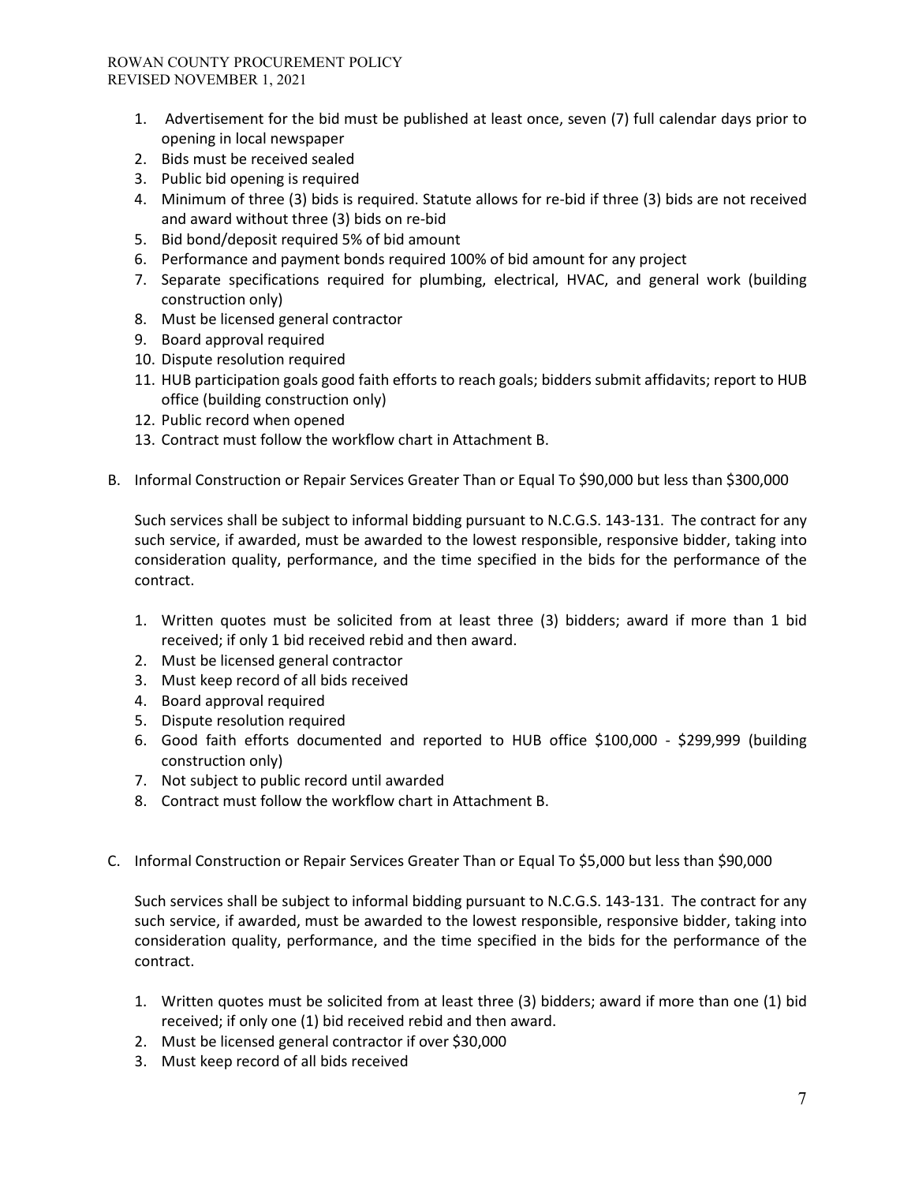1. Advertisement for the bid must be published at least once, seven (7) full calendar days prior to opening in local newspaper
2. Bids must be received sealed
3. Public bid opening is required
4. Minimum of three (3) bids is required. Statute allows for re-bid if three (3) bids are not received and award without three (3) bids on re-bid
5. Bid bond/deposit required 5% of bid amount
6. Performance and payment bonds required 100% of bid amount for any project
7. Separate specifications required for plumbing, electrical, HVAC, and general work (building construction only)
8. Must be licensed general contractor
9. Board approval required
10. Dispute resolution required
11. HUB participation goals good faith efforts to reach goals; bidders submit affidavits; report to HUB office (building construction only)
12. Public record when opened
13. Contract must follow the workflow chart in Attachment B.

B. Informal Construction or Repair Services Greater Than or Equal To $90,000 but less than $300,000

Such services shall be subject to informal bidding pursuant to N.C.G.S. 143-131. The contract for any such service, if awarded, must be awarded to the lowest responsible, responsive bidder, taking into consideration quality, performance, and the time specified in the bids for the performance of the contract.

1. Written quotes must be solicited from at least three (3) bidders; award if more than 1 bid received; if only 1 bid received rebid and then award.
2. Must be licensed general contractor
3. Must keep record of all bids received
4. Board approval required
5. Dispute resolution required
6. Good faith efforts documented and reported to HUB office $100,000 - $299,999 (building construction only)
7. Not subject to public record until awarded
8. Contract must follow the workflow chart in Attachment B.

C. Informal Construction or Repair Services Greater Than or Equal To $5,000 but less than $90,000

Such services shall be subject to informal bidding pursuant to N.C.G.S. 143-131. The contract for any such service, if awarded, must be awarded to the lowest responsible, responsive bidder, taking into consideration quality, performance, and the time specified in the bids for the performance of the contract.

1. Written quotes must be solicited from at least three (3) bidders; award if more than one (1) bid received; if only one (1) bid received rebid and then award.
2. Must be licensed general contractor if over $30,000
3. Must keep record of all bids received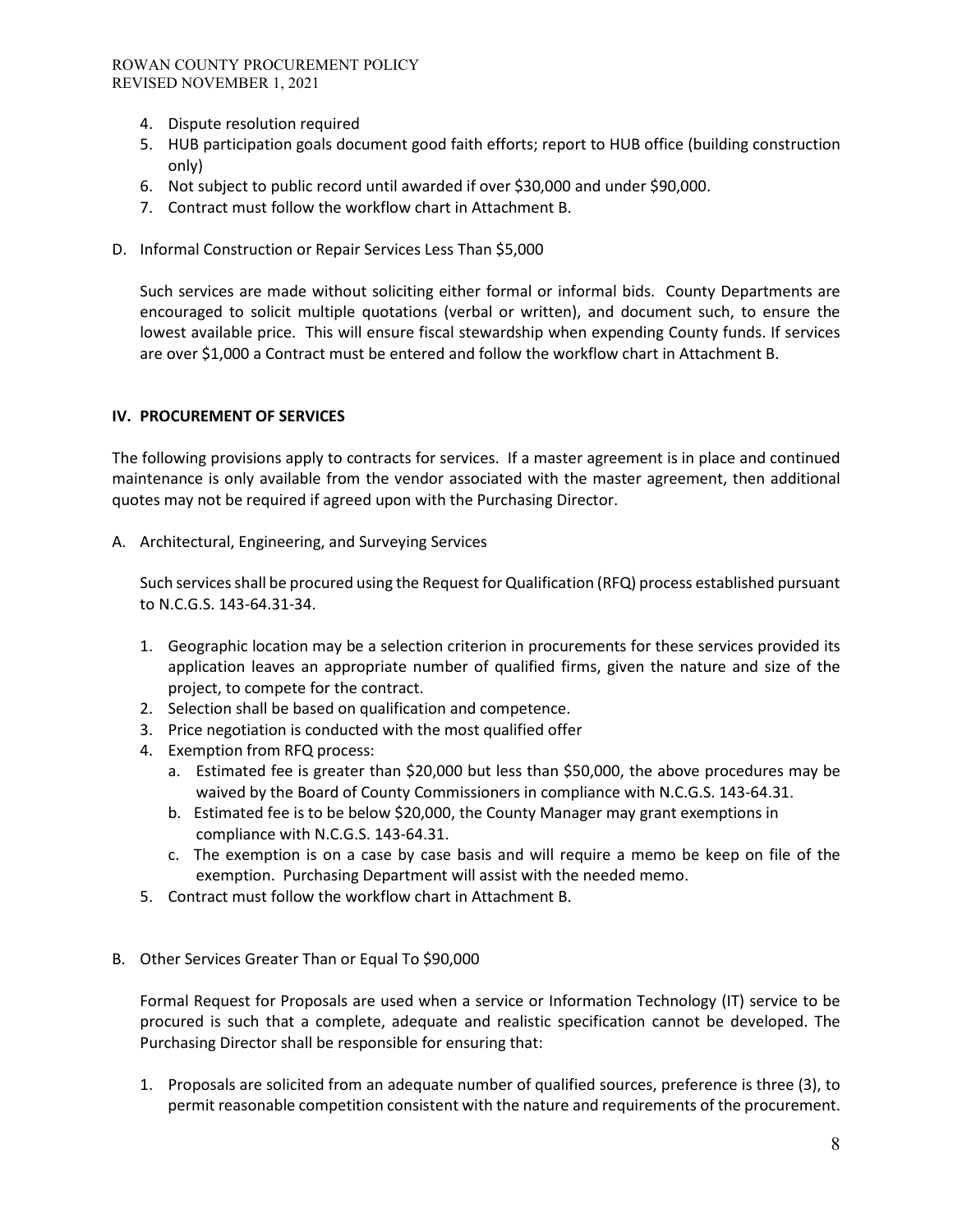4. Dispute resolution required
5. HUB participation goals document good faith efforts; report to HUB office (building construction only)
6. Not subject to public record until awarded if over $30,000 and under $90,000.
7. Contract must follow the workflow chart in Attachment B.

D. Informal Construction or Repair Services Less Than $5,000

Such services are made without soliciting either formal or informal bids. County Departments are encouraged to solicit multiple quotations (verbal or written), and document such, to ensure the lowest available price. This will ensure fiscal stewardship when expending County funds. If services are over $1,000 a Contract must be entered and follow the workflow chart in Attachment B.

## IV. PROCUREMENT OF SERVICES

The following provisions apply to contracts for services. If a master agreement is in place and continued maintenance is only available from the vendor associated with the master agreement, then additional quotes may not be required if agreed upon with the Purchasing Director.

A. Architectural, Engineering, and Surveying Services

Such services shall be procured using the Request for Qualification (RFQ) process established pursuant to N.C.G.S. 143-64.31-34.

1. Geographic location may be a selection criterion in procurements for these services provided its application leaves an appropriate number of qualified firms, given the nature and size of the project, to compete for the contract.
2. Selection shall be based on qualification and competence.
3. Price negotiation is conducted with the most qualified offer
4. Exemption from RFQ process:
   a. Estimated fee is greater than $20,000 but less than $50,000, the above procedures may be waived by the Board of County Commissioners in compliance with N.C.G.S. 143-64.31.
   b. Estimated fee is to be below $20,000, the County Manager may grant exemptions in compliance with N.C.G.S. 143-64.31.
   c. The exemption is on a case by case basis and will require a memo be keep on file of the exemption. Purchasing Department will assist with the needed memo.
5. Contract must follow the workflow chart in Attachment B.

B. Other Services Greater Than or Equal To $90,000

Formal Request for Proposals are used when a service or Information Technology (IT) service to be procured is such that a complete, adequate and realistic specification cannot be developed. The Purchasing Director shall be responsible for ensuring that:

1. Proposals are solicited from an adequate number of qualified sources, preference is three (3), to permit reasonable competition consistent with the nature and requirements of the procurement.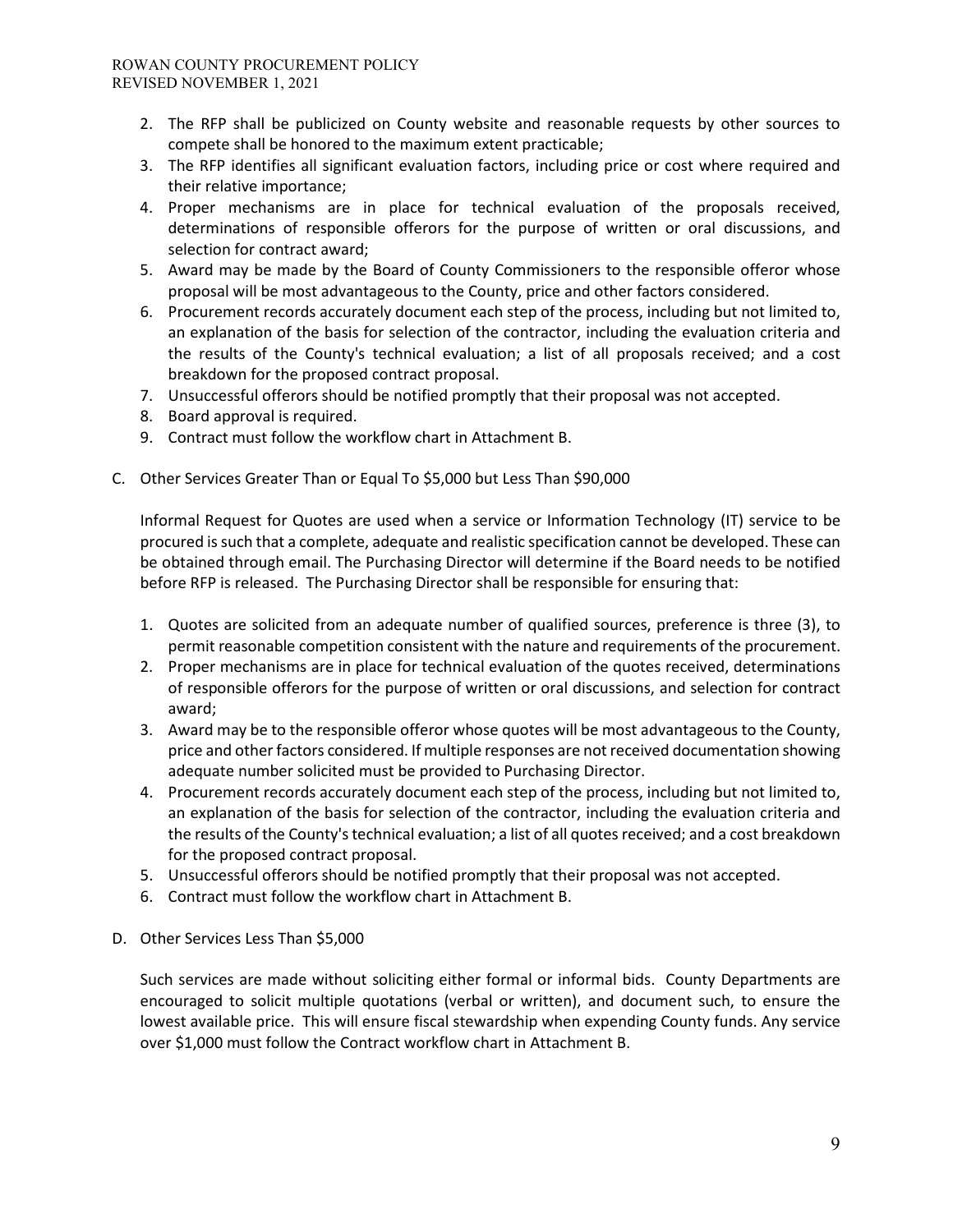2. The RFP shall be publicized on County website and reasonable requests by other sources to compete shall be honored to the maximum extent practicable;
3. The RFP identifies all significant evaluation factors, including price or cost where required and their relative importance;
4. Proper mechanisms are in place for technical evaluation of the proposals received, determinations of responsible offerors for the purpose of written or oral discussions, and selection for contract award;
5. Award may be made by the Board of County Commissioners to the responsible offeror whose proposal will be most advantageous to the County, price and other factors considered.
6. Procurement records accurately document each step of the process, including but not limited to, an explanation of the basis for selection of the contractor, including the evaluation criteria and the results of the County's technical evaluation; a list of all proposals received; and a cost breakdown for the proposed contract proposal.
7. Unsuccessful offerors should be notified promptly that their proposal was not accepted.
8. Board approval is required.
9. Contract must follow the workflow chart in Attachment B.

C. Other Services Greater Than or Equal To $5,000 but Less Than $90,000

Informal Request for Quotes are used when a service or Information Technology (IT) service to be procured is such that a complete, adequate and realistic specification cannot be developed. These can be obtained through email. The Purchasing Director will determine if the Board needs to be notified before RFP is released. The Purchasing Director shall be responsible for ensuring that:

1. Quotes are solicited from an adequate number of qualified sources, preference is three (3), to permit reasonable competition consistent with the nature and requirements of the procurement.
2. Proper mechanisms are in place for technical evaluation of the quotes received, determinations of responsible offerors for the purpose of written or oral discussions, and selection for contract award;
3. Award may be to the responsible offeror whose quotes will be most advantageous to the County, price and other factors considered. If multiple responses are not received documentation showing adequate number solicited must be provided to Purchasing Director.
4. Procurement records accurately document each step of the process, including but not limited to, an explanation of the basis for selection of the contractor, including the evaluation criteria and the results of the County's technical evaluation; a list of all quotes received; and a cost breakdown for the proposed contract proposal.
5. Unsuccessful offerors should be notified promptly that their proposal was not accepted.
6. Contract must follow the workflow chart in Attachment B.

D. Other Services Less Than $5,000

Such services are made without soliciting either formal or informal bids. County Departments are encouraged to solicit multiple quotations (verbal or written), and document such, to ensure the lowest available price. This will ensure fiscal stewardship when expending County funds. Any service over $1,000 must follow the Contract workflow chart in Attachment B.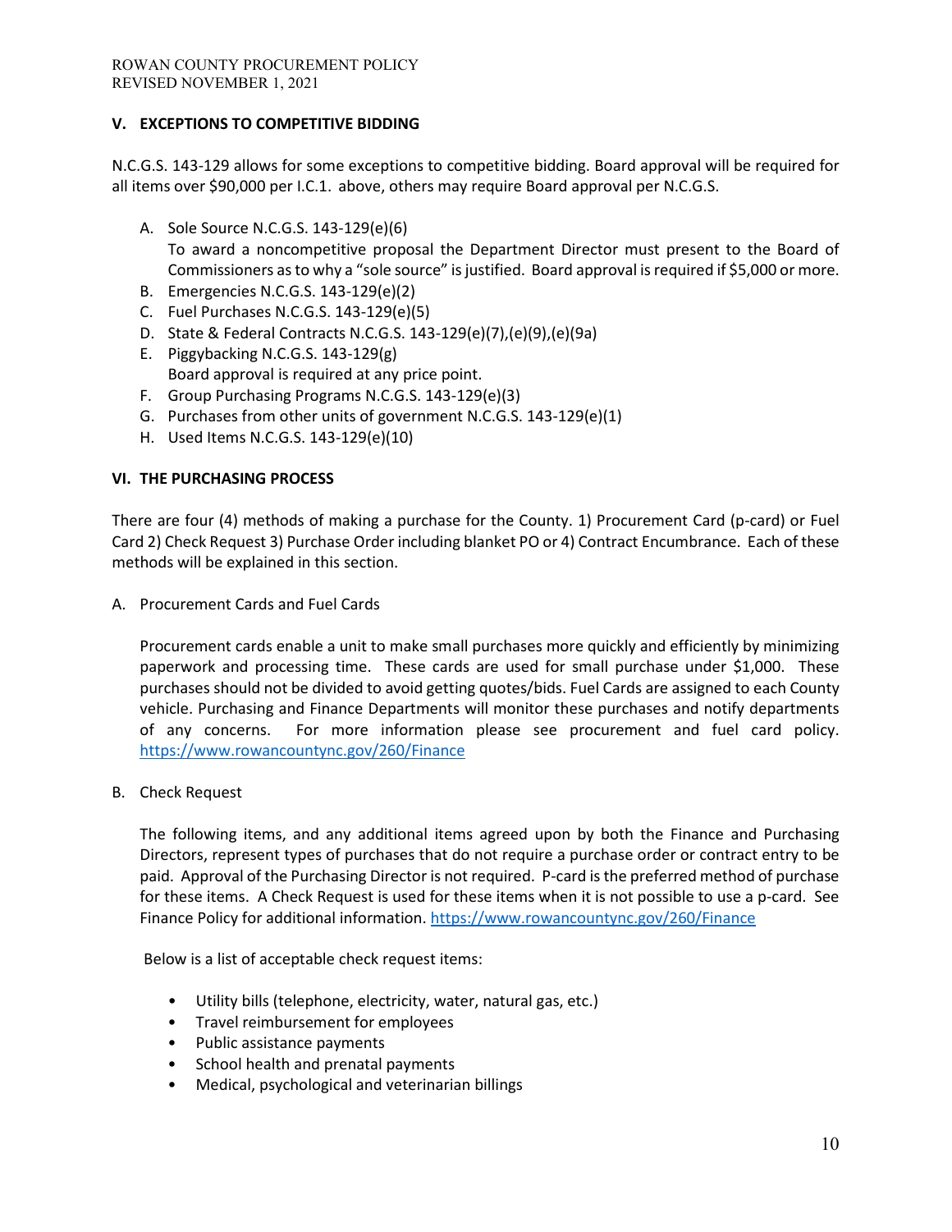## V. EXCEPTIONS TO COMPETITIVE BIDDING

N.C.G.S. 143-129 allows for some exceptions to competitive bidding. Board approval will be required for all items over $90,000 per I.C.1. above, others may require Board approval per N.C.G.S.

A. Sole Source N.C.G.S. 143-129(e)(6)
   To award a noncompetitive proposal the Department Director must present to the Board of Commissioners as to why a "sole source" is justified. Board approval is required if $5,000 or more.
B. Emergencies N.C.G.S. 143-129(e)(2)
C. Fuel Purchases N.C.G.S. 143-129(e)(5)
D. State & Federal Contracts N.C.G.S. 143-129(e)(7),(e)(9),(e)(9a)
E. Piggybacking N.C.G.S. 143-129(g)
   Board approval is required at any price point.
F. Group Purchasing Programs N.C.G.S. 143-129(e)(3)
G. Purchases from other units of government N.C.G.S. 143-129(e)(1)
H. Used Items N.C.G.S. 143-129(e)(10)

## VI. THE PURCHASING PROCESS

There are four (4) methods of making a purchase for the County. 1) Procurement Card (p-card) or Fuel Card 2) Check Request 3) Purchase Order including blanket PO or 4) Contract Encumbrance. Each of these methods will be explained in this section.

A. Procurement Cards and Fuel Cards

Procurement cards enable a unit to make small purchases more quickly and efficiently by minimizing paperwork and processing time. These cards are used for small purchase under $1,000. These purchases should not be divided to avoid getting quotes/bids. Fuel Cards are assigned to each County vehicle. Purchasing and Finance Departments will monitor these purchases and notify departments of any concerns. For more information please see procurement and fuel card policy. https://www.rowancountync.gov/260/Finance

B. Check Request

The following items, and any additional items agreed upon by both the Finance and Purchasing Directors, represent types of purchases that do not require a purchase order or contract entry to be paid. Approval of the Purchasing Director is not required. P-card is the preferred method of purchase for these items. A Check Request is used for these items when it is not possible to use a p-card. See Finance Policy for additional information. https://www.rowancountync.gov/260/Finance

Below is a list of acceptable check request items:

- Utility bills (telephone, electricity, water, natural gas, etc.)
- Travel reimbursement for employees
- Public assistance payments
- School health and prenatal payments
- Medical, psychological and veterinarian billings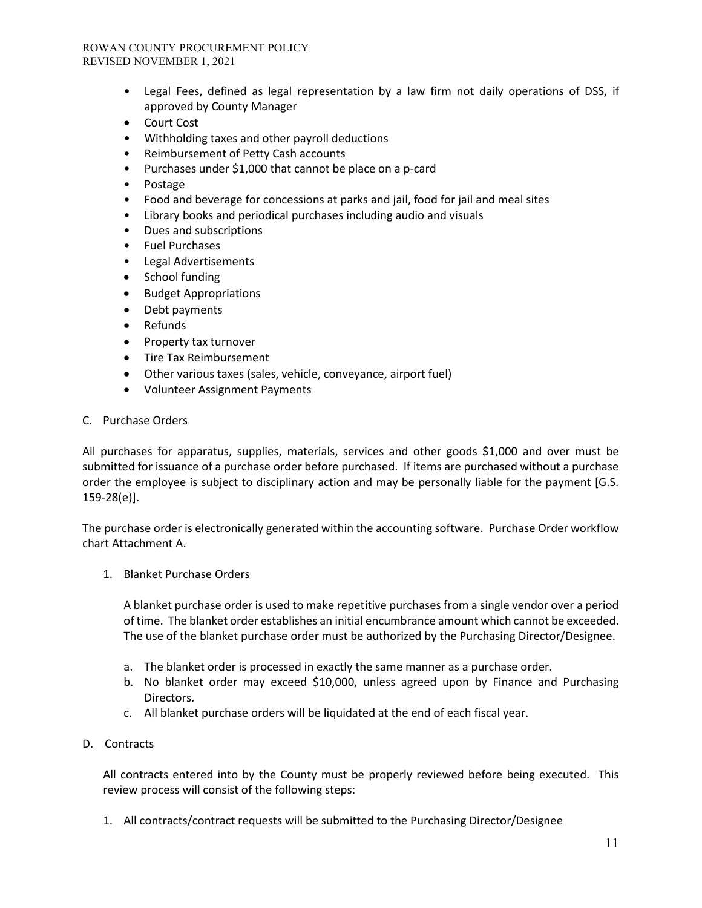- Legal Fees, defined as legal representation by a law firm not daily operations of DSS, if approved by County Manager
- Court Cost
- Withholding taxes and other payroll deductions
- Reimbursement of Petty Cash accounts
- Purchases under $1,000 that cannot be place on a p-card
- Postage
- Food and beverage for concessions at parks and jail, food for jail and meal sites
- Library books and periodical purchases including audio and visuals
- Dues and subscriptions
- Fuel Purchases
- Legal Advertisements
- School funding
- Budget Appropriations
- Debt payments
- Refunds
- Property tax turnover
- Tire Tax Reimbursement
- Other various taxes (sales, vehicle, conveyance, airport fuel)
- Volunteer Assignment Payments

C. Purchase Orders

All purchases for apparatus, supplies, materials, services and other goods $1,000 and over must be submitted for issuance of a purchase order before purchased. If items are purchased without a purchase order the employee is subject to disciplinary action and may be personally liable for the payment [G.S. 159-28(e)].

The purchase order is electronically generated within the accounting software. Purchase Order workflow chart Attachment A.

1. Blanket Purchase Orders

   A blanket purchase order is used to make repetitive purchases from a single vendor over a period of time. The blanket order establishes an initial encumbrance amount which cannot be exceeded. The use of the blanket purchase order must be authorized by the Purchasing Director/Designee.

   a. The blanket order is processed in exactly the same manner as a purchase order.
   b. No blanket order may exceed $10,000, unless agreed upon by Finance and Purchasing Directors.
   c. All blanket purchase orders will be liquidated at the end of each fiscal year.

D. Contracts

All contracts entered into by the County must be properly reviewed before being executed. This review process will consist of the following steps:

1. All contracts/contract requests will be submitted to the Purchasing Director/Designee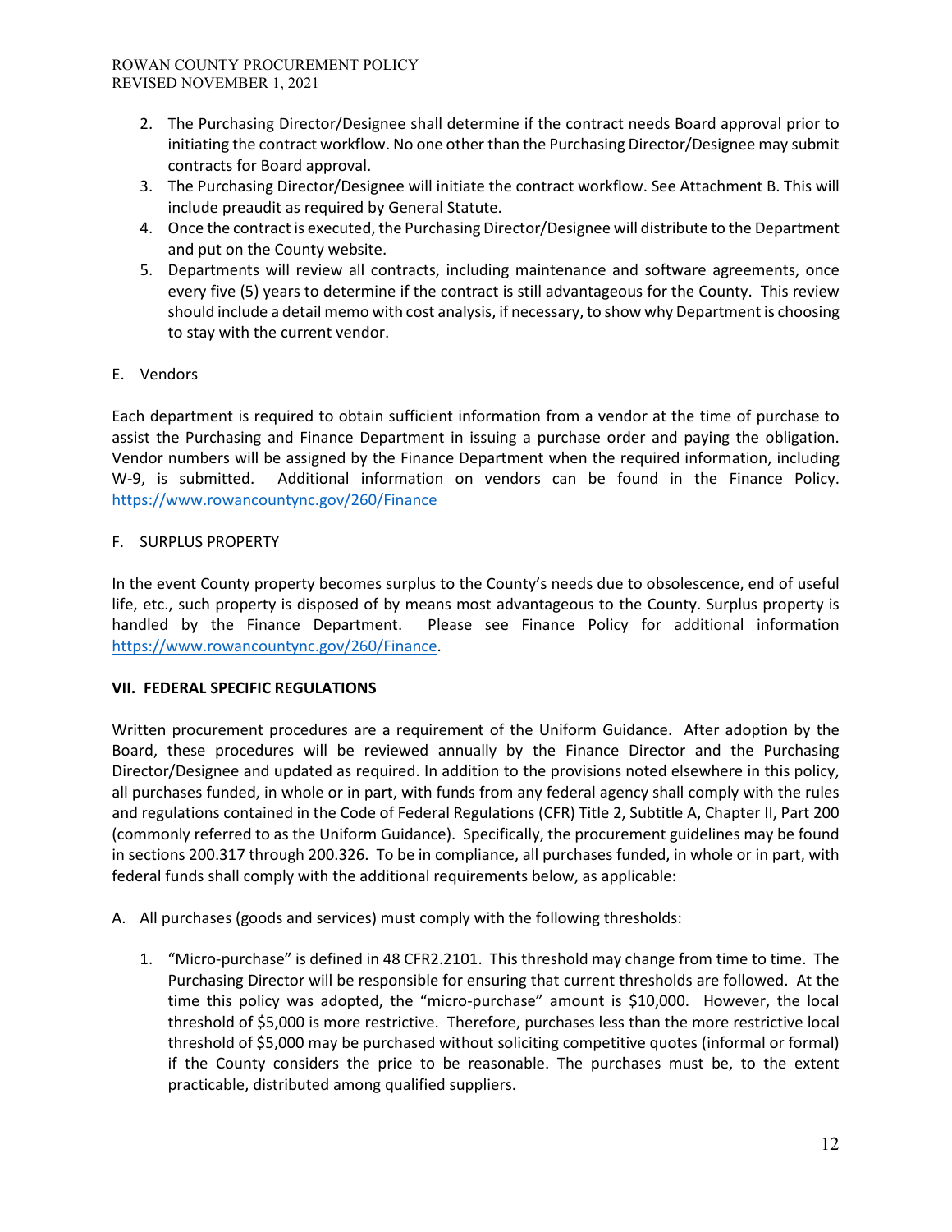2. The Purchasing Director/Designee shall determine if the contract needs Board approval prior to initiating the contract workflow. No one other than the Purchasing Director/Designee may submit contracts for Board approval.
3. The Purchasing Director/Designee will initiate the contract workflow. See Attachment B. This will include preaudit as required by General Statute.
4. Once the contract is executed, the Purchasing Director/Designee will distribute to the Department and put on the County website.
5. Departments will review all contracts, including maintenance and software agreements, once every five (5) years to determine if the contract is still advantageous for the County. This review should include a detail memo with cost analysis, if necessary, to show why Department is choosing to stay with the current vendor.

E. Vendors

Each department is required to obtain sufficient information from a vendor at the time of purchase to assist the Purchasing and Finance Department in issuing a purchase order and paying the obligation. Vendor numbers will be assigned by the Finance Department when the required information, including W-9, is submitted. Additional information on vendors can be found in the Finance Policy. https://www.rowancountync.gov/260/Finance

F. SURPLUS PROPERTY

In the event County property becomes surplus to the County's needs due to obsolescence, end of useful life, etc., such property is disposed of by means most advantageous to the County. Surplus property is handled by the Finance Department. Please see Finance Policy for additional information https://www.rowancountync.gov/260/Finance.

## VII. FEDERAL SPECIFIC REGULATIONS

Written procurement procedures are a requirement of the Uniform Guidance. After adoption by the Board, these procedures will be reviewed annually by the Finance Director and the Purchasing Director/Designee and updated as required. In addition to the provisions noted elsewhere in this policy, all purchases funded, in whole or in part, with funds from any federal agency shall comply with the rules and regulations contained in the Code of Federal Regulations (CFR) Title 2, Subtitle A, Chapter II, Part 200 (commonly referred to as the Uniform Guidance). Specifically, the procurement guidelines may be found in sections 200.317 through 200.326. To be in compliance, all purchases funded, in whole or in part, with federal funds shall comply with the additional requirements below, as applicable:

A. All purchases (goods and services) must comply with the following thresholds:

   1. "Micro-purchase" is defined in 48 CFR2.2101. This threshold may change from time to time. The Purchasing Director will be responsible for ensuring that current thresholds are followed. At the time this policy was adopted, the "micro-purchase" amount is $10,000. However, the local threshold of $5,000 is more restrictive. Therefore, purchases less than the more restrictive local threshold of $5,000 may be purchased without soliciting competitive quotes (informal or formal) if the County considers the price to be reasonable. The purchases must be, to the extent practicable, distributed among qualified suppliers.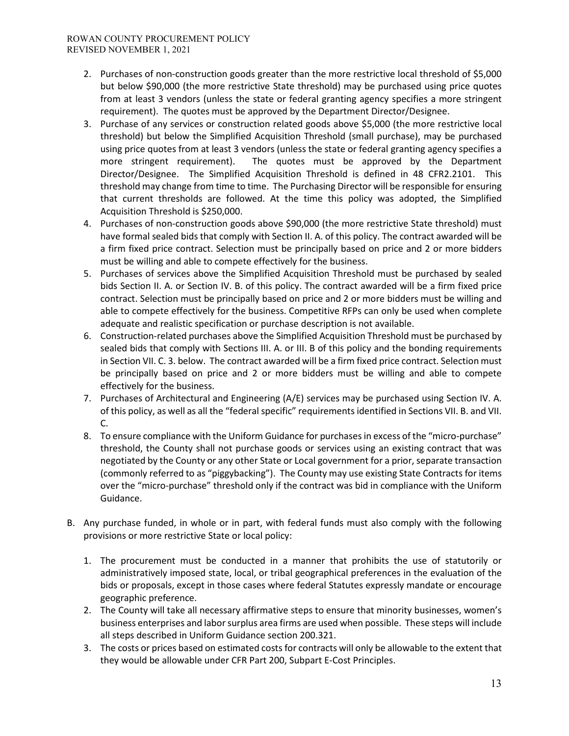2. Purchases of non-construction goods greater than the more restrictive local threshold of $5,000 but below $90,000 (the more restrictive State threshold) may be purchased using price quotes from at least 3 vendors (unless the state or federal granting agency specifies a more stringent requirement). The quotes must be approved by the Department Director/Designee.
3. Purchase of any services or construction related goods above $5,000 (the more restrictive local threshold) but below the Simplified Acquisition Threshold (small purchase), may be purchased using price quotes from at least 3 vendors (unless the state or federal granting agency specifies a more stringent requirement). The quotes must be approved by the Department Director/Designee. The Simplified Acquisition Threshold is defined in 48 CFR2.2101. This threshold may change from time to time. The Purchasing Director will be responsible for ensuring that current thresholds are followed. At the time this policy was adopted, the Simplified Acquisition Threshold is $250,000.
4. Purchases of non-construction goods above $90,000 (the more restrictive State threshold) must have formal sealed bids that comply with Section II. A. of this policy. The contract awarded will be a firm fixed price contract. Selection must be principally based on price and 2 or more bidders must be willing and able to compete effectively for the business.
5. Purchases of services above the Simplified Acquisition Threshold must be purchased by sealed bids Section II. A. or Section IV. B. of this policy. The contract awarded will be a firm fixed price contract. Selection must be principally based on price and 2 or more bidders must be willing and able to compete effectively for the business. Competitive RFPs can only be used when complete adequate and realistic specification or purchase description is not available.
6. Construction-related purchases above the Simplified Acquisition Threshold must be purchased by sealed bids that comply with Sections III. A. or III. B of this policy and the bonding requirements in Section VII. C. 3. below. The contract awarded will be a firm fixed price contract. Selection must be principally based on price and 2 or more bidders must be willing and able to compete effectively for the business.
7. Purchases of Architectural and Engineering (A/E) services may be purchased using Section IV. A. of this policy, as well as all the "federal specific" requirements identified in Sections VII. B. and VII. C.
8. To ensure compliance with the Uniform Guidance for purchases in excess of the "micro-purchase" threshold, the County shall not purchase goods or services using an existing contract that was negotiated by the County or any other State or Local government for a prior, separate transaction (commonly referred to as "piggybacking"). The County may use existing State Contracts for items over the "micro-purchase" threshold only if the contract was bid in compliance with the Uniform Guidance.

B. Any purchase funded, in whole or in part, with federal funds must also comply with the following provisions or more restrictive State or local policy:

1. The procurement must be conducted in a manner that prohibits the use of statutorily or administratively imposed state, local, or tribal geographical preferences in the evaluation of the bids or proposals, except in those cases where federal Statutes expressly mandate or encourage geographic preference.
2. The County will take all necessary affirmative steps to ensure that minority businesses, women's business enterprises and labor surplus area firms are used when possible. These steps will include all steps described in Uniform Guidance section 200.321.
3. The costs or prices based on estimated costs for contracts will only be allowable to the extent that they would be allowable under CFR Part 200, Subpart E-Cost Principles.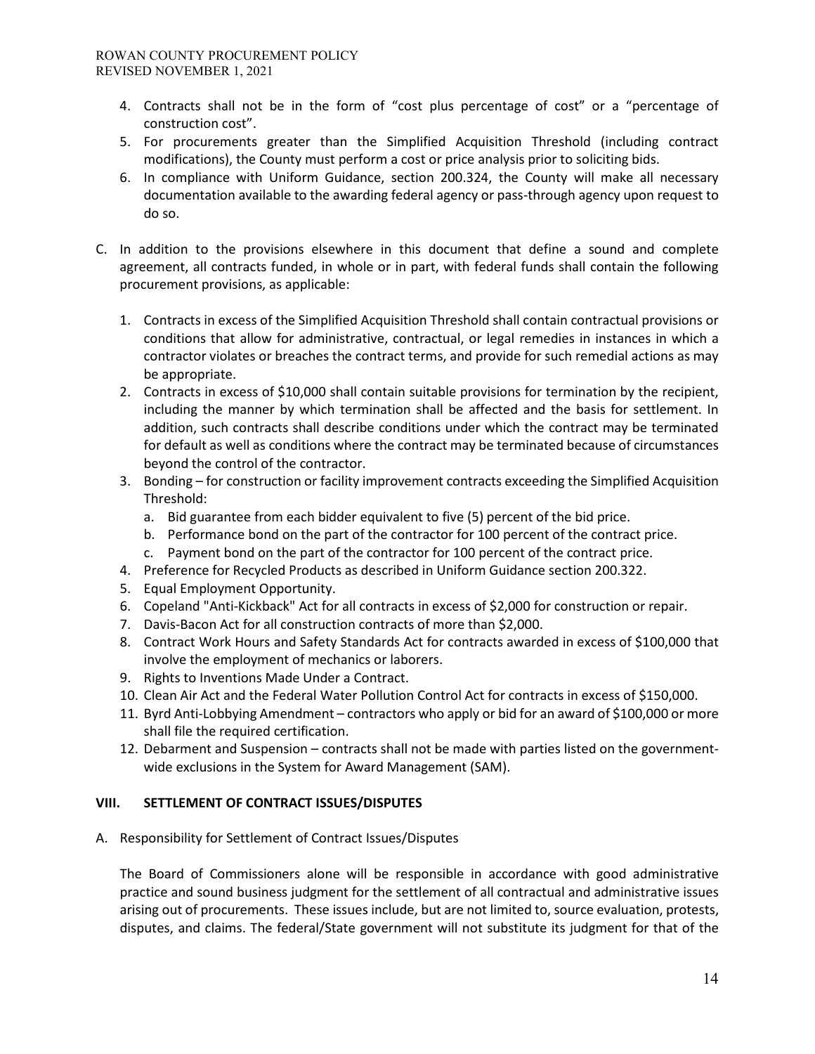4. Contracts shall not be in the form of "cost plus percentage of cost" or a "percentage of construction cost".
5. For procurements greater than the Simplified Acquisition Threshold (including contract modifications), the County must perform a cost or price analysis prior to soliciting bids.
6. In compliance with Uniform Guidance, section 200.324, the County will make all necessary documentation available to the awarding federal agency or pass-through agency upon request to do so.

C. In addition to the provisions elsewhere in this document that define a sound and complete agreement, all contracts funded, in whole or in part, with federal funds shall contain the following procurement provisions, as applicable:

1. Contracts in excess of the Simplified Acquisition Threshold shall contain contractual provisions or conditions that allow for administrative, contractual, or legal remedies in instances in which a contractor violates or breaches the contract terms, and provide for such remedial actions as may be appropriate.
2. Contracts in excess of $10,000 shall contain suitable provisions for termination by the recipient, including the manner by which termination shall be affected and the basis for settlement. In addition, such contracts shall describe conditions under which the contract may be terminated for default as well as conditions where the contract may be terminated because of circumstances beyond the control of the contractor.
3. Bonding – for construction or facility improvement contracts exceeding the Simplified Acquisition Threshold:
   a. Bid guarantee from each bidder equivalent to five (5) percent of the bid price.
   b. Performance bond on the part of the contractor for 100 percent of the contract price.
   c. Payment bond on the part of the contractor for 100 percent of the contract price.
4. Preference for Recycled Products as described in Uniform Guidance section 200.322.
5. Equal Employment Opportunity.
6. Copeland "Anti-Kickback" Act for all contracts in excess of $2,000 for construction or repair.
7. Davis-Bacon Act for all construction contracts of more than $2,000.
8. Contract Work Hours and Safety Standards Act for contracts awarded in excess of $100,000 that involve the employment of mechanics or laborers.
9. Rights to Inventions Made Under a Contract.
10. Clean Air Act and the Federal Water Pollution Control Act for contracts in excess of $150,000.
11. Byrd Anti-Lobbying Amendment – contractors who apply or bid for an award of $100,000 or more shall file the required certification.
12. Debarment and Suspension – contracts shall not be made with parties listed on the government-wide exclusions in the System for Award Management (SAM).

## VIII. SETTLEMENT OF CONTRACT ISSUES/DISPUTES

A. Responsibility for Settlement of Contract Issues/Disputes

The Board of Commissioners alone will be responsible in accordance with good administrative practice and sound business judgment for the settlement of all contractual and administrative issues arising out of procurements. These issues include, but are not limited to, source evaluation, protests, disputes, and claims. The federal/State government will not substitute its judgment for that of the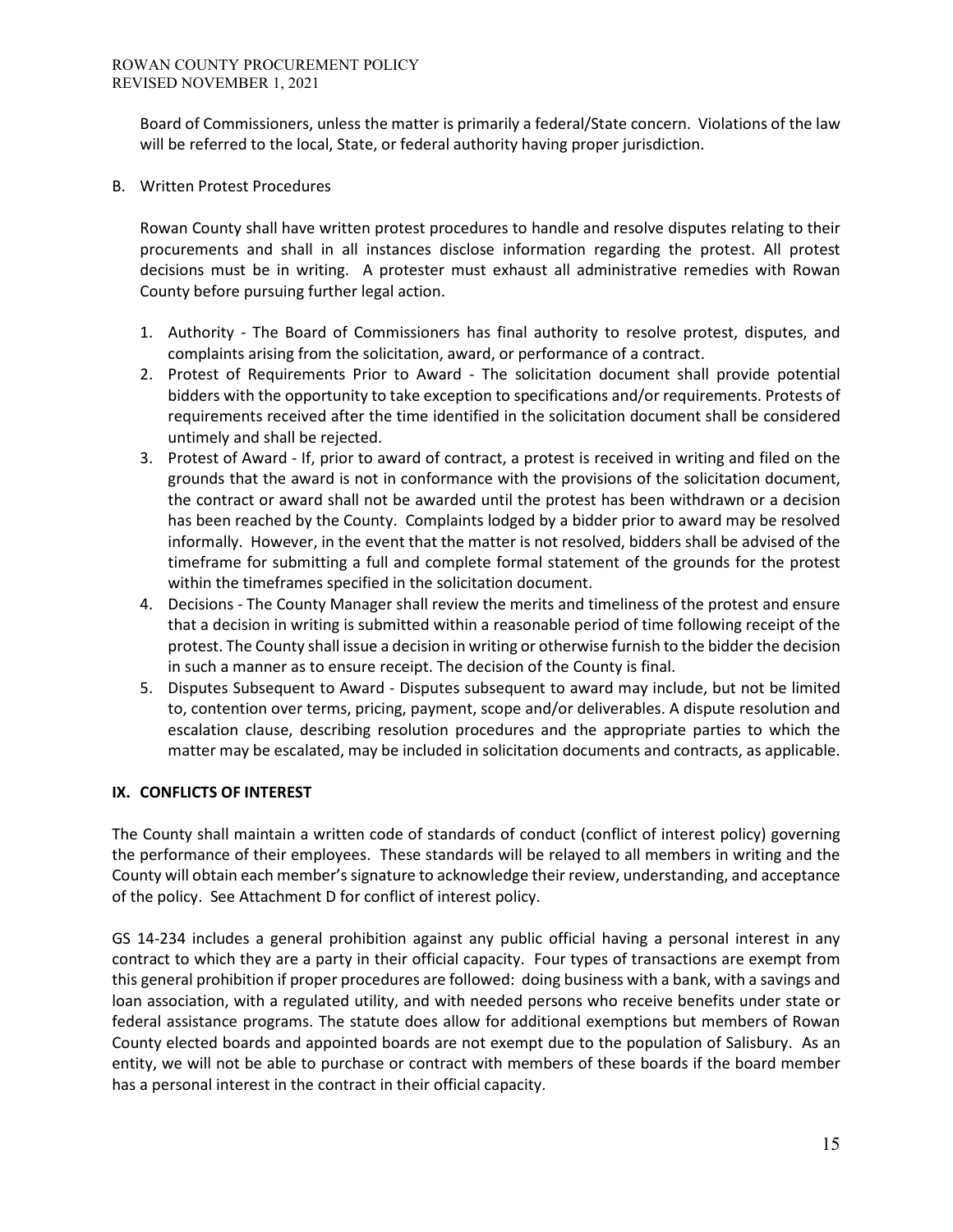Board of Commissioners, unless the matter is primarily a federal/State concern. Violations of the law will be referred to the local, State, or federal authority having proper jurisdiction.

B. Written Protest Procedures

Rowan County shall have written protest procedures to handle and resolve disputes relating to their procurements and shall in all instances disclose information regarding the protest. All protest decisions must be in writing. A protester must exhaust all administrative remedies with Rowan County before pursuing further legal action.

1. Authority - The Board of Commissioners has final authority to resolve protest, disputes, and complaints arising from the solicitation, award, or performance of a contract.
2. Protest of Requirements Prior to Award - The solicitation document shall provide potential bidders with the opportunity to take exception to specifications and/or requirements. Protests of requirements received after the time identified in the solicitation document shall be considered untimely and shall be rejected.
3. Protest of Award - If, prior to award of contract, a protest is received in writing and filed on the grounds that the award is not in conformance with the provisions of the solicitation document, the contract or award shall not be awarded until the protest has been withdrawn or a decision has been reached by the County. Complaints lodged by a bidder prior to award may be resolved informally. However, in the event that the matter is not resolved, bidders shall be advised of the timeframe for submitting a full and complete formal statement of the grounds for the protest within the timeframes specified in the solicitation document.
4. Decisions - The County Manager shall review the merits and timeliness of the protest and ensure that a decision in writing is submitted within a reasonable period of time following receipt of the protest. The County shall issue a decision in writing or otherwise furnish to the bidder the decision in such a manner as to ensure receipt. The decision of the County is final.
5. Disputes Subsequent to Award - Disputes subsequent to award may include, but not be limited to, contention over terms, pricing, payment, scope and/or deliverables. A dispute resolution and escalation clause, describing resolution procedures and the appropriate parties to which the matter may be escalated, may be included in solicitation documents and contracts, as applicable.

## IX. CONFLICTS OF INTEREST

The County shall maintain a written code of standards of conduct (conflict of interest policy) governing the performance of their employees. These standards will be relayed to all members in writing and the County will obtain each member's signature to acknowledge their review, understanding, and acceptance of the policy. See Attachment D for conflict of interest policy.

GS 14-234 includes a general prohibition against any public official having a personal interest in any contract to which they are a party in their official capacity. Four types of transactions are exempt from this general prohibition if proper procedures are followed: doing business with a bank, with a savings and loan association, with a regulated utility, and with needed persons who receive benefits under state or federal assistance programs. The statute does allow for additional exemptions but members of Rowan County elected boards and appointed boards are not exempt due to the population of Salisbury. As an entity, we will not be able to purchase or contract with members of these boards if the board member has a personal interest in the contract in their official capacity.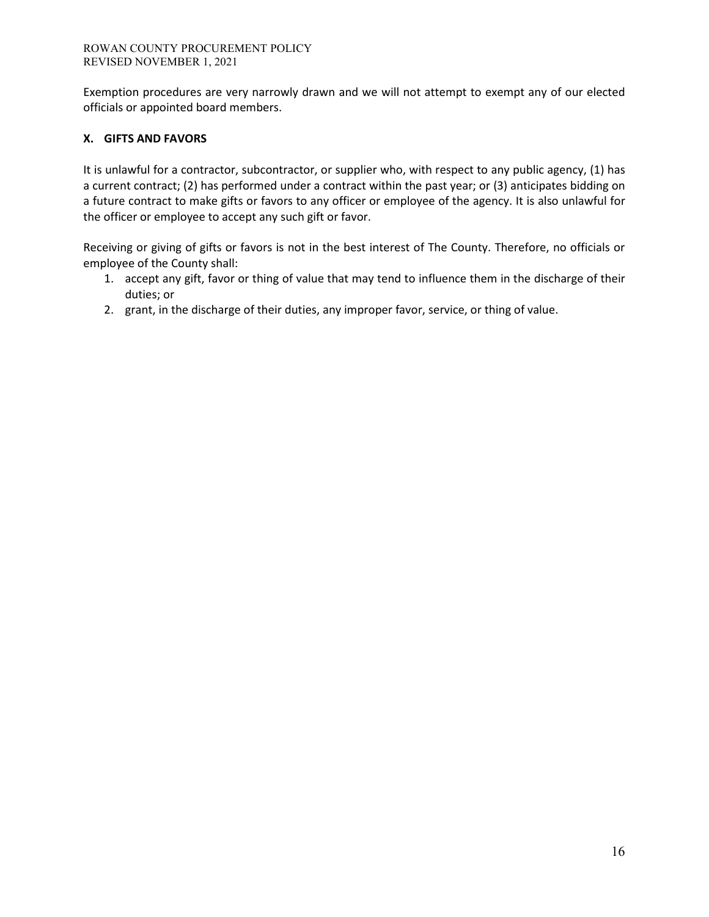Exemption procedures are very narrowly drawn and we will not attempt to exempt any of our elected officials or appointed board members.

## X. GIFTS AND FAVORS

It is unlawful for a contractor, subcontractor, or supplier who, with respect to any public agency, (1) has a current contract; (2) has performed under a contract within the past year; or (3) anticipates bidding on a future contract to make gifts or favors to any officer or employee of the agency. It is also unlawful for the officer or employee to accept any such gift or favor.

Receiving or giving of gifts or favors is not in the best interest of The County. Therefore, no officials or employee of the County shall:

1. accept any gift, favor or thing of value that may tend to influence them in the discharge of their duties; or
2. grant, in the discharge of their duties, any improper favor, service, or thing of value.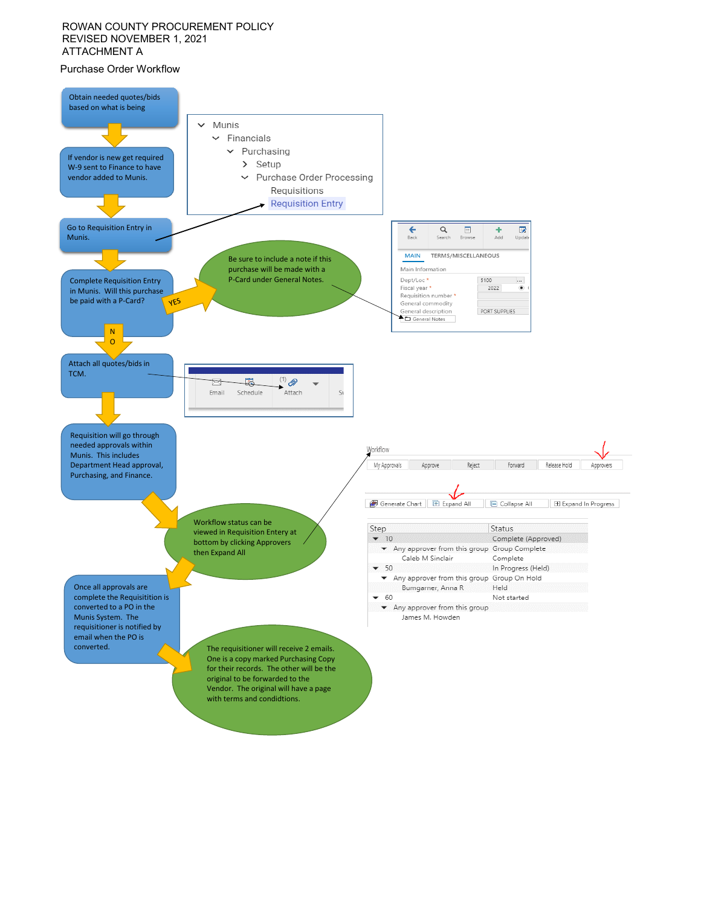ROWAN COUNTY PROCUREMENT POLICY
REVISED NOVEMBER 1, 2021
ATTACHMENT A

## Purchase Order Workflow

1. Obtain needed quotes/bids based on what is being
2. If vendor is new get required W-9 sent to Finance to have vendor added to Munis.
3. Go to Requisition Entry in Munis.
   - Munis
     - Financials
       - Purchasing
         - Setup
         - Purchase Order Processing
           - Requisitions
           - Requisition Entry
4. Complete Requisition Entry in Munis. Will this purchase be paid with a P-Card?
   - YES: Be sure to include a note if this purchase will be made with a P-Card under General Notes.
     - Back | Search | Browse | Add | Update
     - MAIN | TERMS/MISCELLANEOUS
     - Main Information
     - Dept/Loc * 5100
     - Fiscal year * 2022
     - Requisition number *
     - General commodity
     - General description PORT SUPPLIES
     - General Notes
   - NO: continue to next step.
5. Attach all quotes/bids in TCM.
   - Email | Schedule | (1) Attach
6. Requisition will go through needed approvals within Munis. This includes Department Head approval, Purchasing, and Finance.
   - Workflow status can be viewed in Requisition Entery at bottom by clicking Approvers then Expand All

     Workflow: My Approvals | Approve | Reject | Forward | Release Hold | Approvers

     Generate Chart | Expand All | Collapse All | Expand In Progress

| Step | Status |
|---|---|
| 10 | Complete (Approved) |
| Any approver from this group | Group Complete |
| Caleb M Sinclair | Complete |
| 50 | In Progress (Held) |
| Any approver from this group | Group On Hold |
| Bumgarner, Anna R | Held |
| 60 | Not started |
| Any approver from this group | |
| James M. Howden | |

7. Once all approvals are complete the Requisitition is converted to a PO in the Munis System. The requisitioner is notified by email when the PO is converted.
   - The requisitioner will receive 2 emails. One is a copy marked Purchasing Copy for their records. The other will be the original to be forwarded to the Vendor. The original will have a page with terms and condidtions.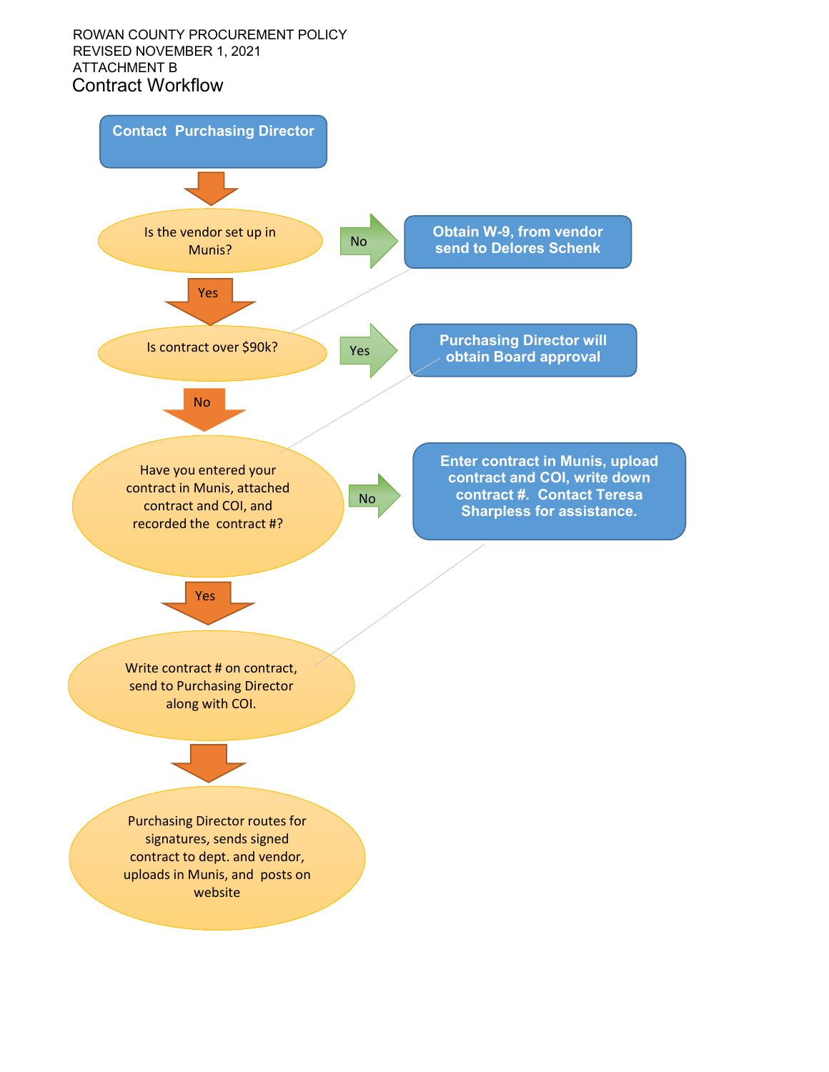ROWAN COUNTY PROCUREMENT POLICY
REVISED NOVEMBER 1, 2021
ATTACHMENT B

# Contract Workflow

**Contact Purchasing Director**

↓

Is the vendor set up in Munis?

- No → **Obtain W-9, from vendor send to Delores Schenk**
- Yes ↓

Is contract over $90k?

- Yes → **Purchasing Director will obtain Board approval**
- No ↓

Have you entered your contract in Munis, attached contract and COI, and recorded the contract #?

- No → **Enter contract in Munis, upload contract and COI, write down contract #. Contact Teresa Sharpless for assistance.**
- Yes ↓

Write contract # on contract, send to Purchasing Director along with COI.

↓

Purchasing Director routes for signatures, sends signed contract to dept. and vendor, uploads in Munis, and posts on website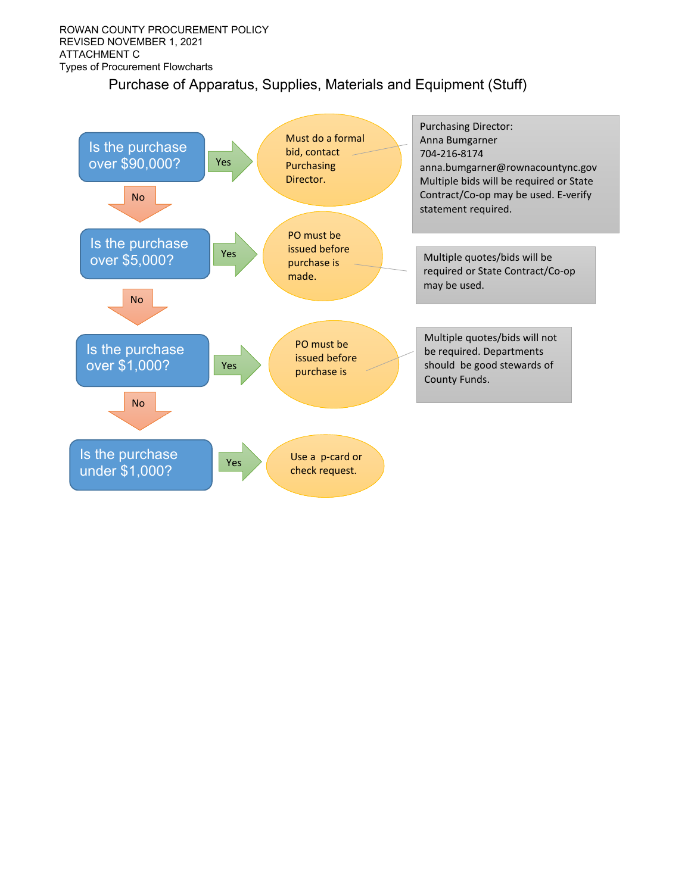ROWAN COUNTY PROCUREMENT POLICY
REVISED NOVEMBER 1, 2021
ATTACHMENT C
Types of Procurement Flowcharts

## Purchase of Apparatus, Supplies, Materials and Equipment (Stuff)

**Is the purchase over $90,000?**

- Yes → Must do a formal bid, contact Purchasing Director.
  - Purchasing Director:
    Anna Bumgarner
    704-216-8174
    anna.bumgarner@rownacountync.gov
    Multiple bids will be required or State Contract/Co-op may be used. E-verify statement required.
- No ↓

**Is the purchase over $5,000?**

- Yes → PO must be issued before purchase is made.
  - Multiple quotes/bids will be required or State Contract/Co-op may be used.
- No ↓

**Is the purchase over $1,000?**

- Yes → PO must be issued before purchase is
  - Multiple quotes/bids will not be required. Departments should be good stewards of County Funds.
- No ↓

**Is the purchase under $1,000?**

- Yes → Use a p-card or check request.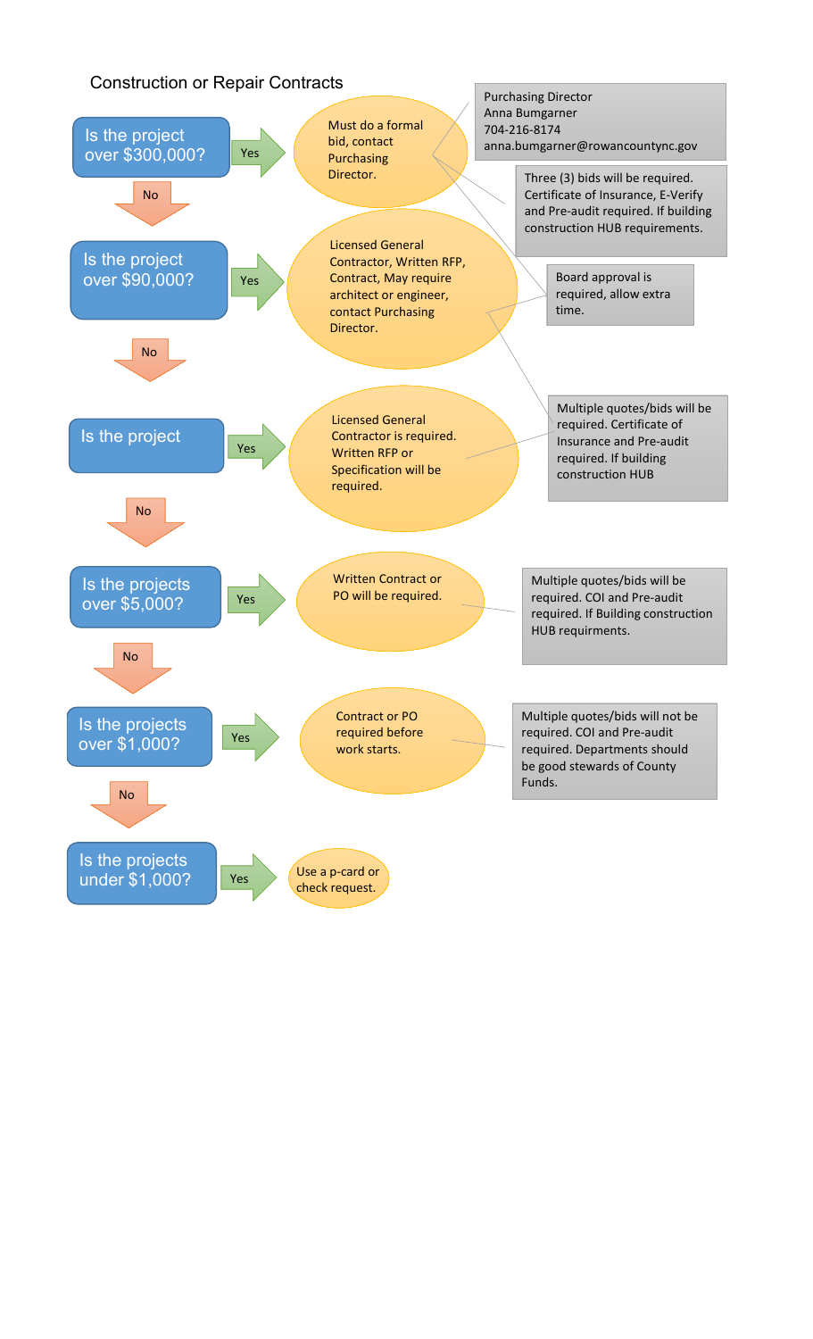## Construction or Repair Contracts

**Is the project over $300,000?**

- **Yes** → Must do a formal bid, contact Purchasing Director.
  - Purchasing Director
    Anna Bumgarner
    704-216-8174
    anna.bumgarner@rowancountync.gov
  - Three (3) bids will be required. Certificate of Insurance, E-Verify and Pre-audit required. If building construction HUB requirements.
  - Board approval is required, allow extra time.
- **No** ↓

**Is the project over $90,000?**

- **Yes** → Licensed General Contractor, Written RFP, Contract, May require architect or engineer, contact Purchasing Director.
  - Board approval is required, allow extra time.
  - Multiple quotes/bids will be required. Certificate of Insurance and Pre-audit required. If building construction HUB
- **No** ↓

**Is the project**

- **Yes** → Licensed General Contractor is required. Written RFP or Specification will be required.
  - Multiple quotes/bids will be required. Certificate of Insurance and Pre-audit required. If building construction HUB
- **No** ↓

**Is the projects over $5,000?**

- **Yes** → Written Contract or PO will be required.
  - Multiple quotes/bids will be required. COI and Pre-audit required. If Building construction HUB requirments.
- **No** ↓

**Is the projects over $1,000?**

- **Yes** → Contract or PO required before work starts.
  - Multiple quotes/bids will not be required. COI and Pre-audit required. Departments should be good stewards of County Funds.
- **No** ↓

**Is the projects under $1,000?**

- **Yes** → Use a p-card or check request.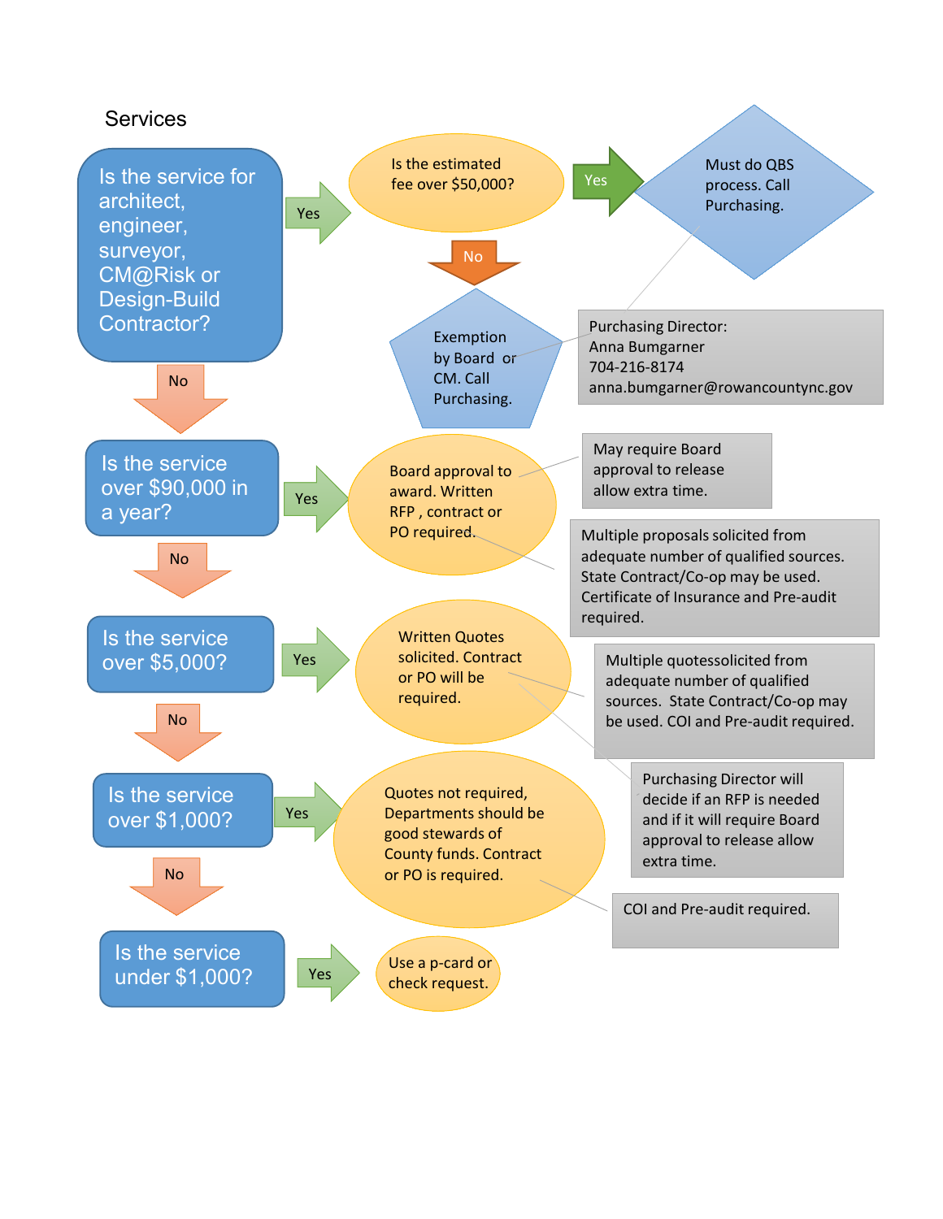## Services

**Is the service for architect, engineer, surveyor, CM@Risk or Design-Build Contractor?**

- **Yes** → Is the estimated fee over $50,000?
  - **Yes** → Must do QBS process. Call Purchasing.
  - **No** → Exemption by Board or CM. Call Purchasing.

    Purchasing Director:
    Anna Bumgarner
    704-216-8174
    anna.bumgarner@rowancountync.gov
- **No** → Is the service over $90,000 in a year?

**Is the service over $90,000 in a year?**

- **Yes** → Board approval to award. Written RFP , contract or PO required.
  - May require Board approval to release allow extra time.
  - Multiple proposals solicited from adequate number of qualified sources. State Contract/Co-op may be used. Certificate of Insurance and Pre-audit required.
- **No** → Is the service over $5,000?

**Is the service over $5,000?**

- **Yes** → Written Quotes solicited. Contract or PO will be required.
  - Multiple quotessolicited from adequate number of qualified sources. State Contract/Co-op may be used. COI and Pre-audit required.
  - Purchasing Director will decide if an RFP is needed and if it will require Board approval to release allow extra time.
- **No** → Is the service over $1,000?

**Is the service over $1,000?**

- **Yes** → Quotes not required, Departments should be good stewards of County funds. Contract or PO is required.
  - COI and Pre-audit required.
- **No** → Is the service under $1,000?

**Is the service under $1,000?**

- **Yes** → Use a p-card or check request.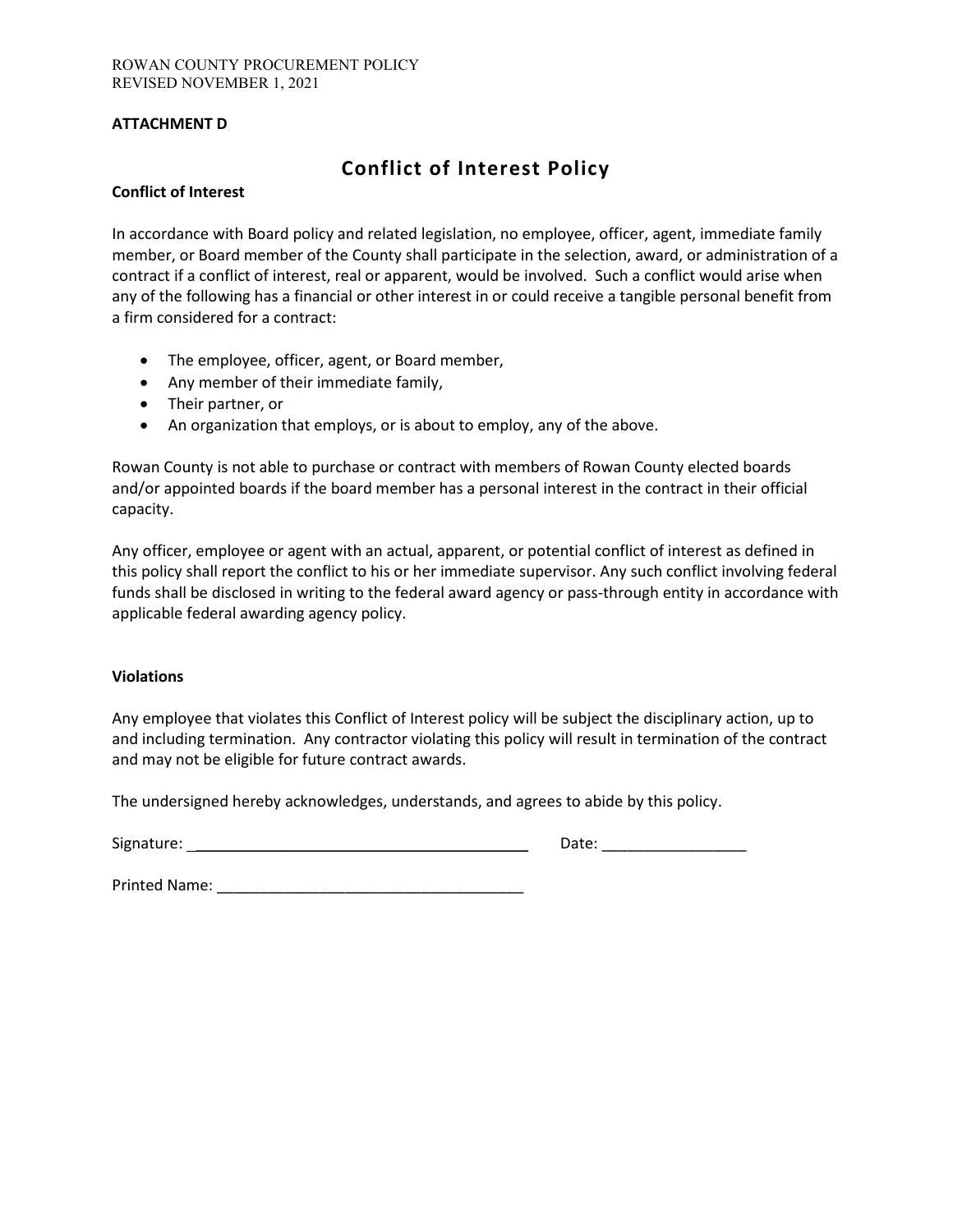**ATTACHMENT D**

# Conflict of Interest Policy

**Conflict of Interest**

In accordance with Board policy and related legislation, no employee, officer, agent, immediate family member, or Board member of the County shall participate in the selection, award, or administration of a contract if a conflict of interest, real or apparent, would be involved. Such a conflict would arise when any of the following has a financial or other interest in or could receive a tangible personal benefit from a firm considered for a contract:

- The employee, officer, agent, or Board member,
- Any member of their immediate family,
- Their partner, or
- An organization that employs, or is about to employ, any of the above.

Rowan County is not able to purchase or contract with members of Rowan County elected boards and/or appointed boards if the board member has a personal interest in the contract in their official capacity.

Any officer, employee or agent with an actual, apparent, or potential conflict of interest as defined in this policy shall report the conflict to his or her immediate supervisor. Any such conflict involving federal funds shall be disclosed in writing to the federal award agency or pass-through entity in accordance with applicable federal awarding agency policy.

**Violations**

Any employee that violates this Conflict of Interest policy will be subject the disciplinary action, up to and including termination. Any contractor violating this policy will result in termination of the contract and may not be eligible for future contract awards.

The undersigned hereby acknowledges, understands, and agrees to abide by this policy.

Signature: ________________________________________ Date: _________________

Printed Name: ____________________________________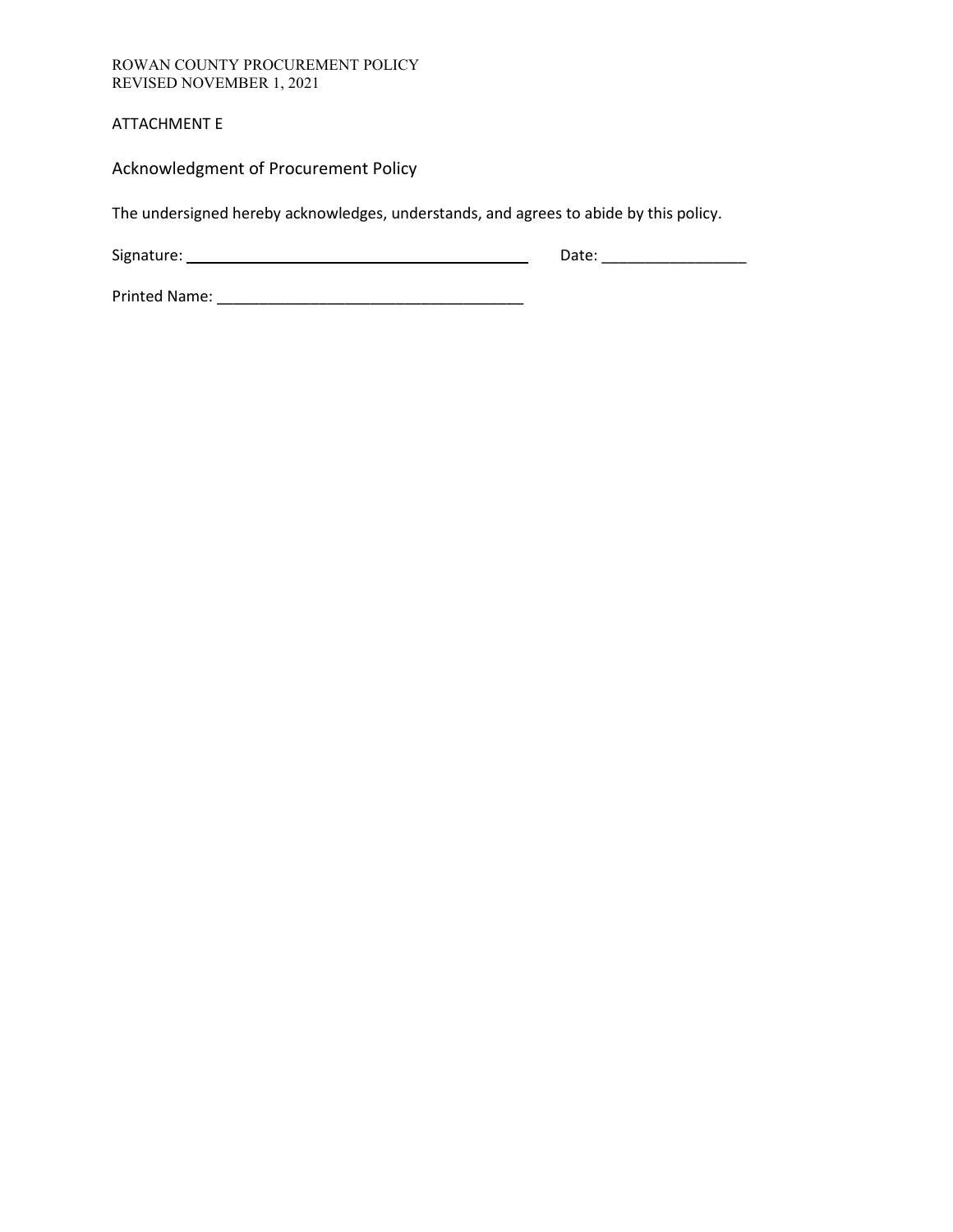ATTACHMENT E

## Acknowledgment of Procurement Policy

The undersigned hereby acknowledges, understands, and agrees to abide by this policy.

Signature: ___________________________________________ Date: _________________

Printed Name: ____________________________________